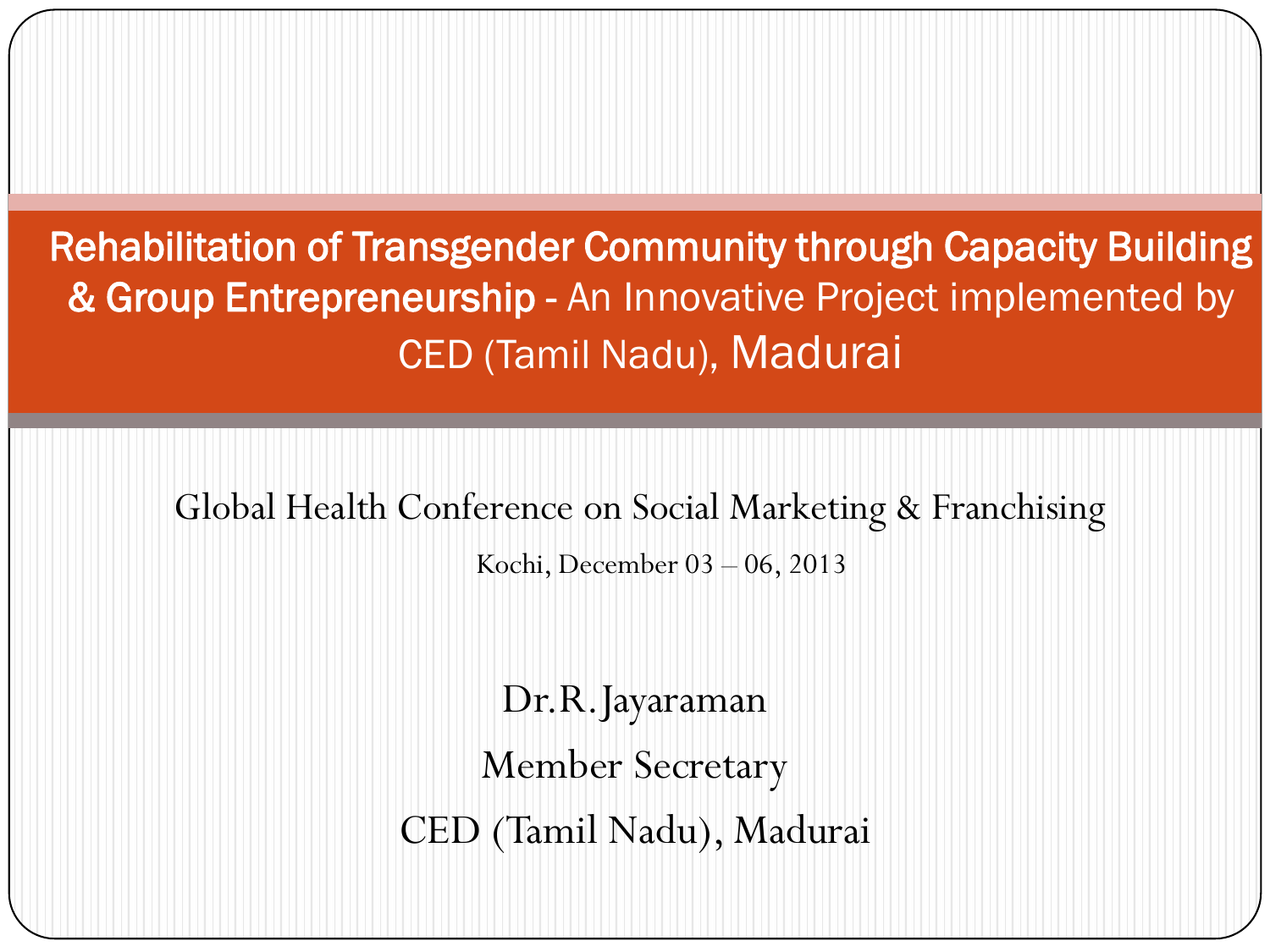# Rehabilitation of Transgender Community through Capacity Building & Group Entrepreneurship - An Innovative Project implemented by CED (Tamil Nadu), Madurai

Global Health Conference on Social Marketing & Franchising

Kochi, December 03 – 06, 2013

Dr.R.Jayaraman

Member Secretary

CED (Tamil Nadu), Madurai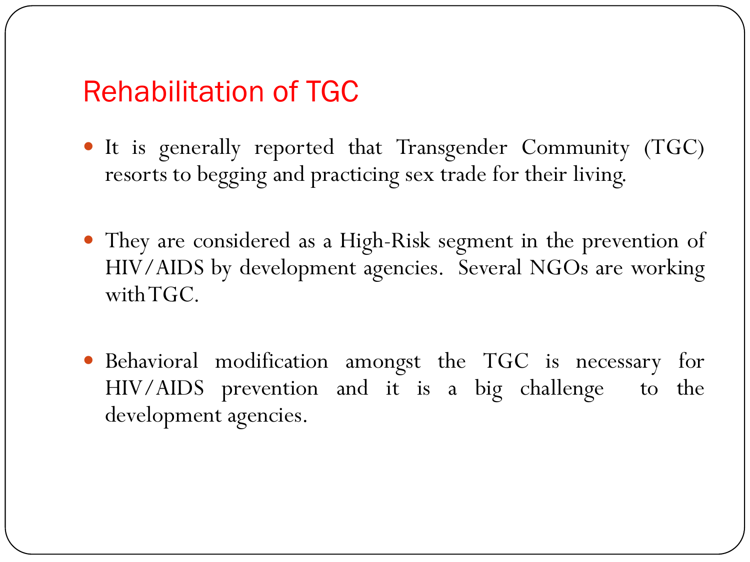## Rehabilitation of TGC

- It is generally reported that Transgender Community (TGC) resorts to begging and practicing sex trade for their living.

- They are considered as a High-Risk segment in the prevention of HIV/AIDS by development agencies. Several NGOs are working with TGC.

- Behavioral modification amongst the TGC is necessary for HIV/AIDS prevention and it is a big challenge to the development agencies.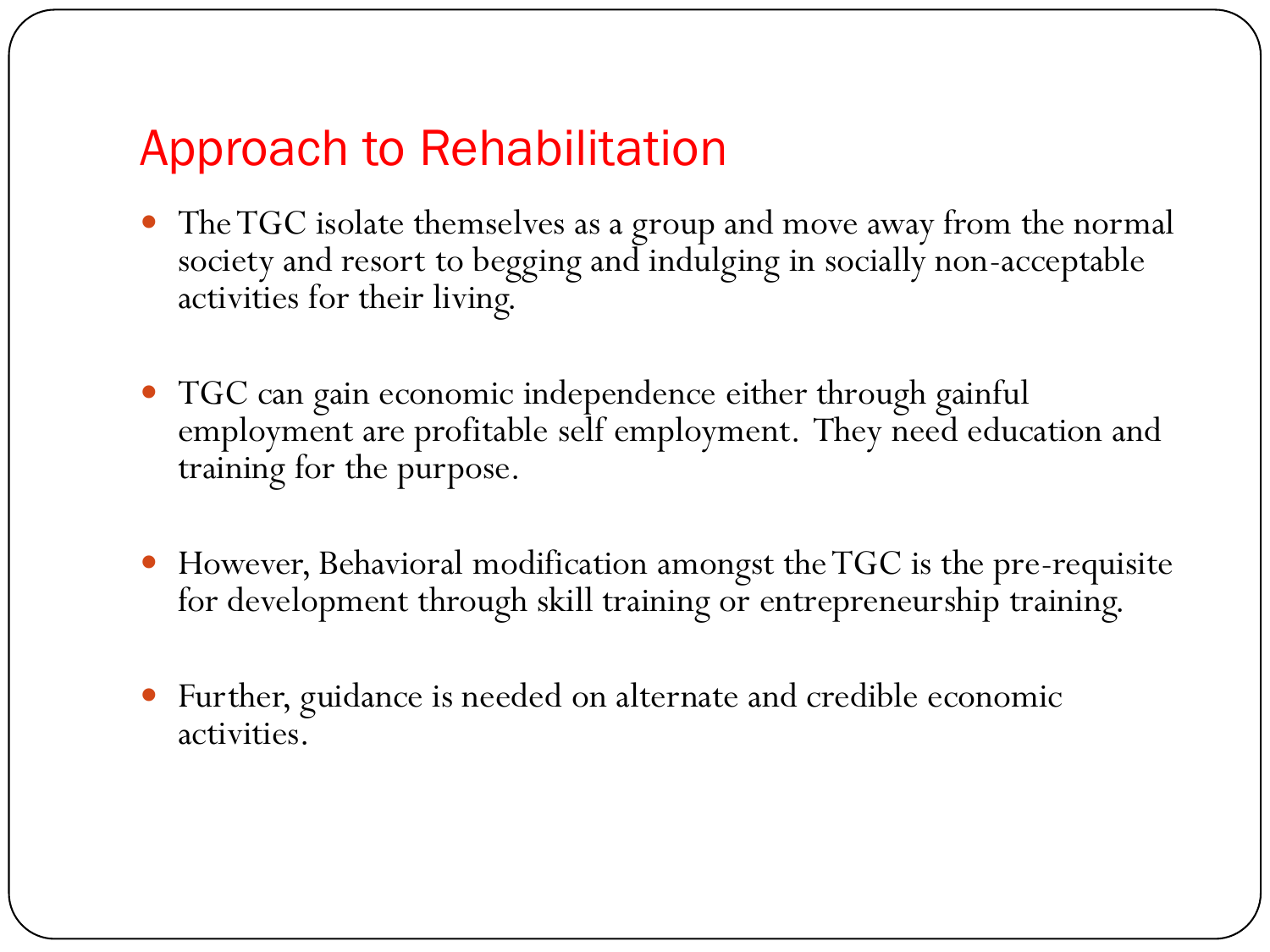## Approach to Rehabilitation

- The TGC isolate themselves as a group and move away from the normal society and resort to begging and indulging in socially non-acceptable activities for their living.

- TGC can gain economic independence either through gainful employment are profitable self employment. They need education and training for the purpose.

- However, Behavioral modification amongst the TGC is the pre-requisite for development through skill training or entrepreneurship training.

- Further, guidance is needed on alternate and credible economic activities.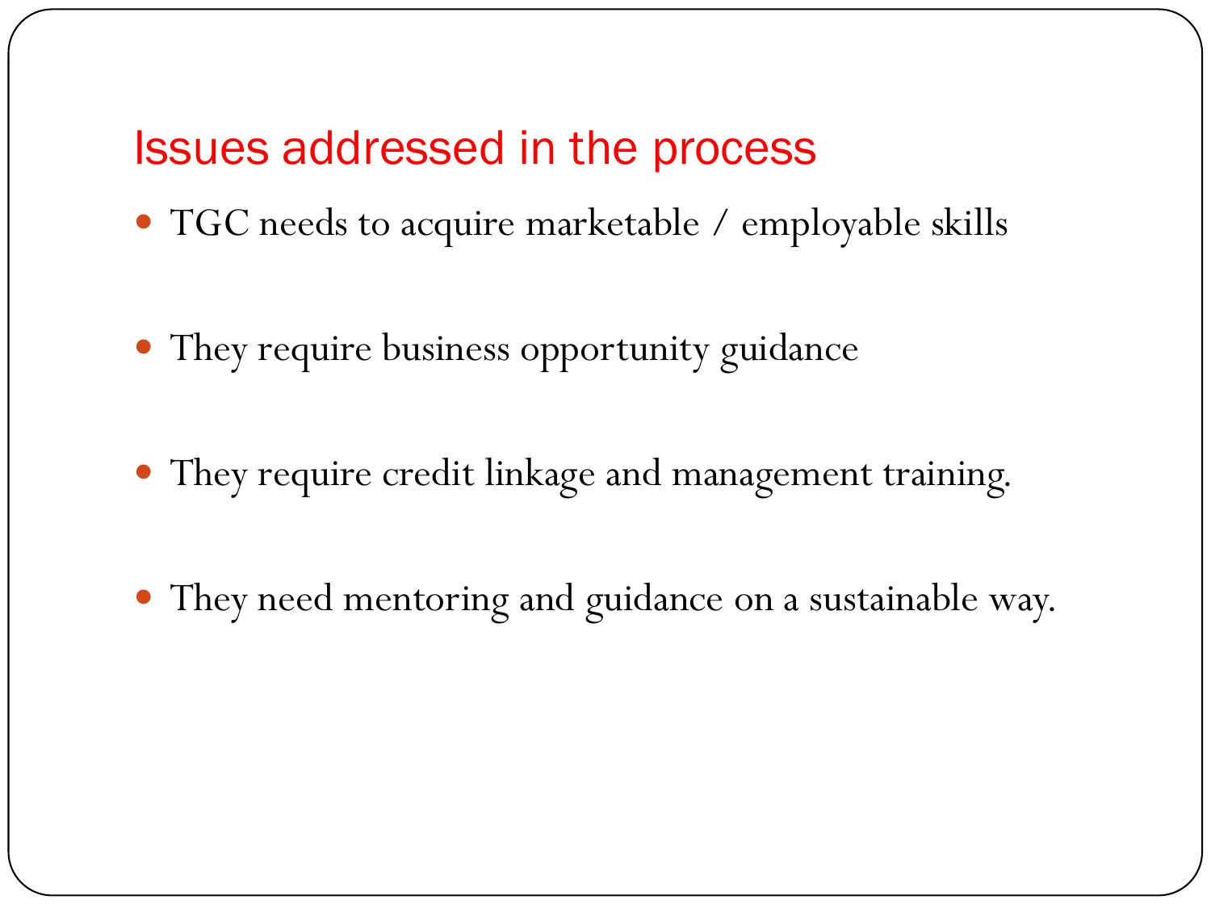## Issues addressed in the process

- TGC needs to acquire marketable / employable skills
- They require business opportunity guidance
- They require credit linkage and management training.
- They need mentoring and guidance on a sustainable way.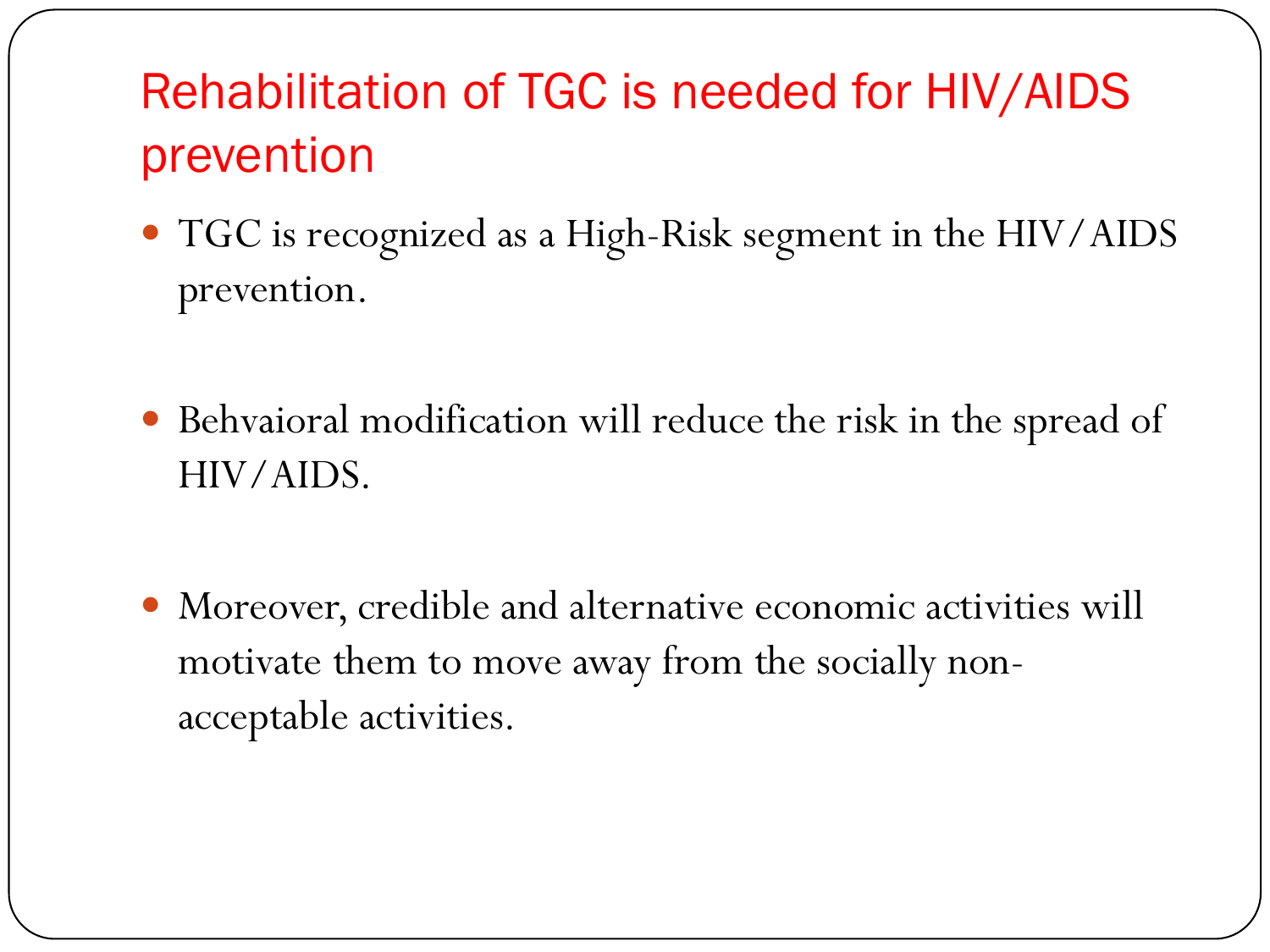# Rehabilitation of TGC is needed for HIV/AIDS prevention

- TGC is recognized as a High-Risk segment in the HIV/AIDS prevention.
- Behvaioral modification will reduce the risk in the spread of HIV/AIDS.
- Moreover, credible and alternative economic activities will motivate them to move away from the socially non-acceptable activities.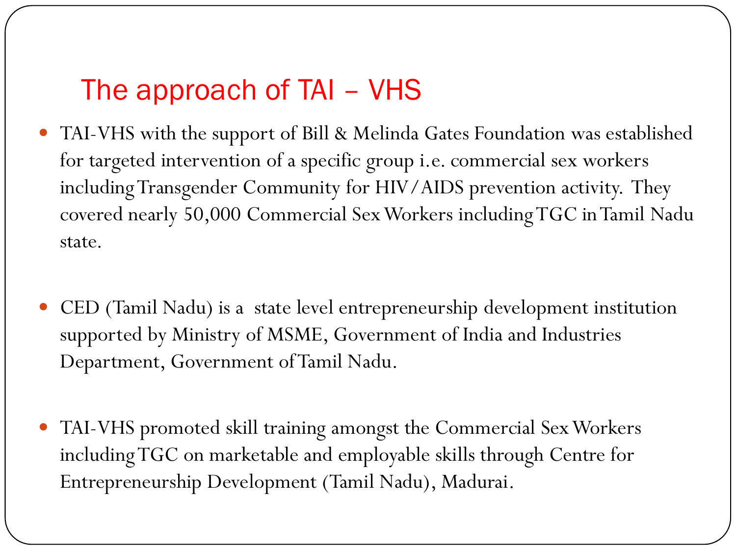# The approach of TAI – VHS

- TAI-VHS with the support of Bill & Melinda Gates Foundation was established for targeted intervention of a specific group i.e. commercial sex workers including Transgender Community for HIV/AIDS prevention activity. They covered nearly 50,000 Commercial Sex Workers including TGC in Tamil Nadu state.

- CED (Tamil Nadu) is a state level entrepreneurship development institution supported by Ministry of MSME, Government of India and Industries Department, Government of Tamil Nadu.

- TAI-VHS promoted skill training amongst the Commercial Sex Workers including TGC on marketable and employable skills through Centre for Entrepreneurship Development (Tamil Nadu), Madurai.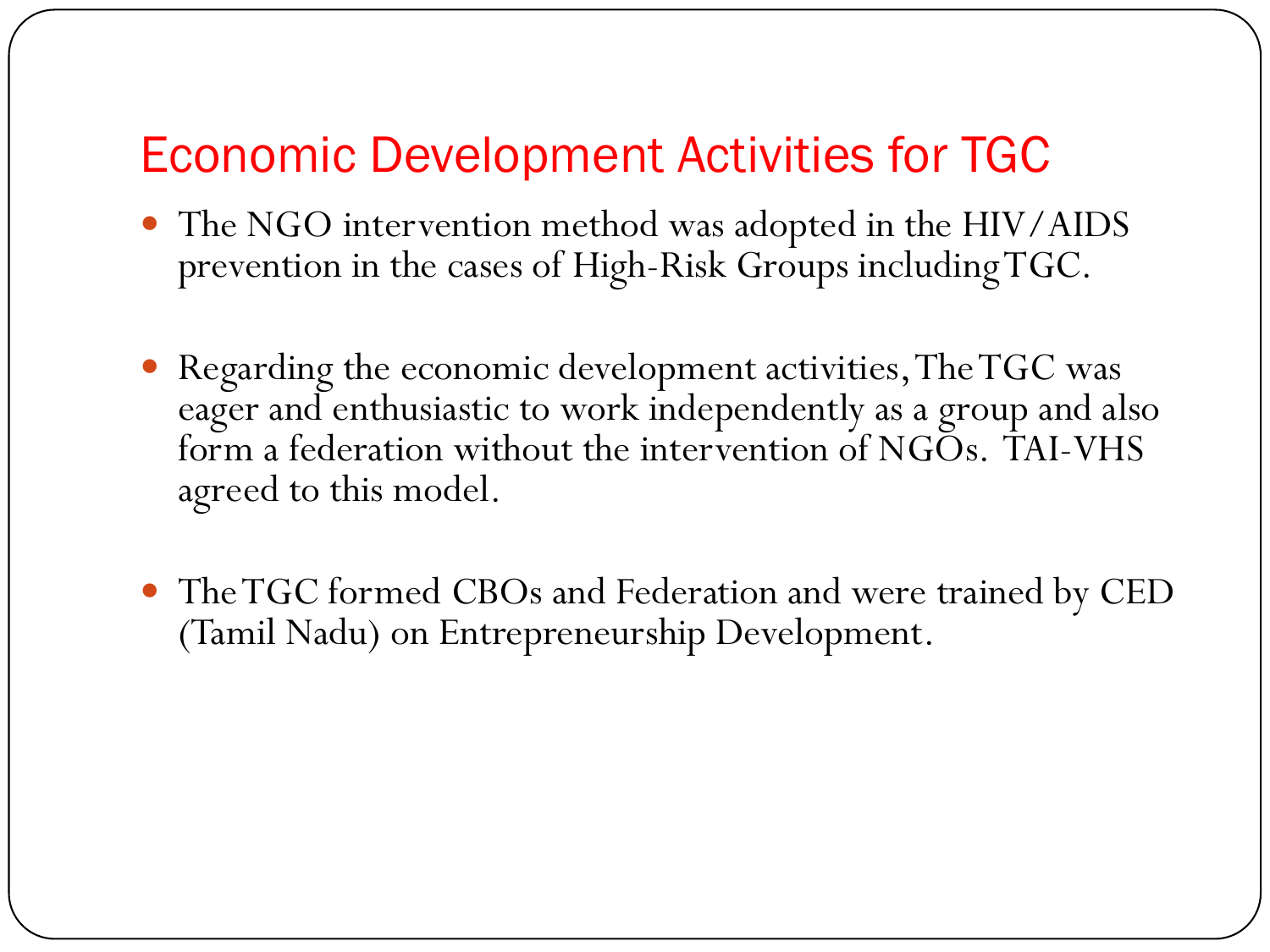## Economic Development Activities for TGC

- The NGO intervention method was adopted in the HIV/AIDS prevention in the cases of High-Risk Groups including TGC.

- Regarding the economic development activities, The TGC was eager and enthusiastic to work independently as a group and also form a federation without the intervention of NGOs. TAI-VHS agreed to this model.

- The TGC formed CBOs and Federation and were trained by CED (Tamil Nadu) on Entrepreneurship Development.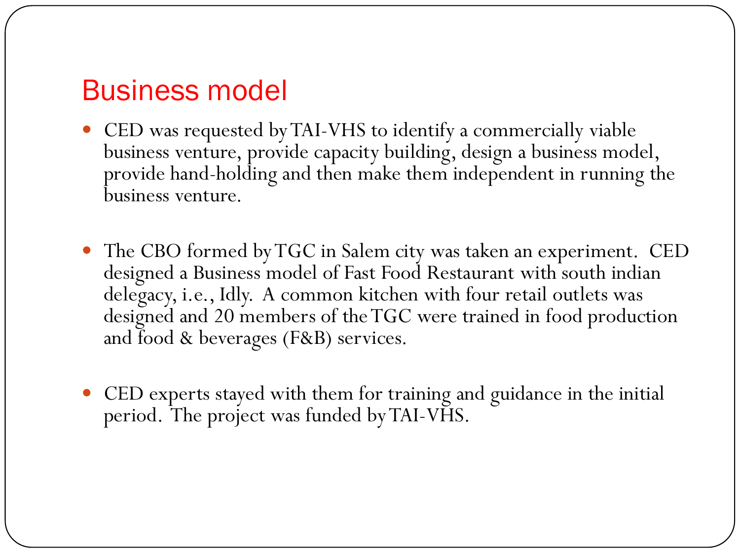## Business model

- CED was requested by TAI-VHS to identify a commercially viable business venture, provide capacity building, design a business model, provide hand-holding and then make them independent in running the business venture.

- The CBO formed by TGC in Salem city was taken an experiment. CED designed a Business model of Fast Food Restaurant with south indian delegacy, i.e., Idly. A common kitchen with four retail outlets was designed and 20 members of the TGC were trained in food production and food & beverages (F&B) services.

- CED experts stayed with them for training and guidance in the initial period. The project was funded by TAI-VHS.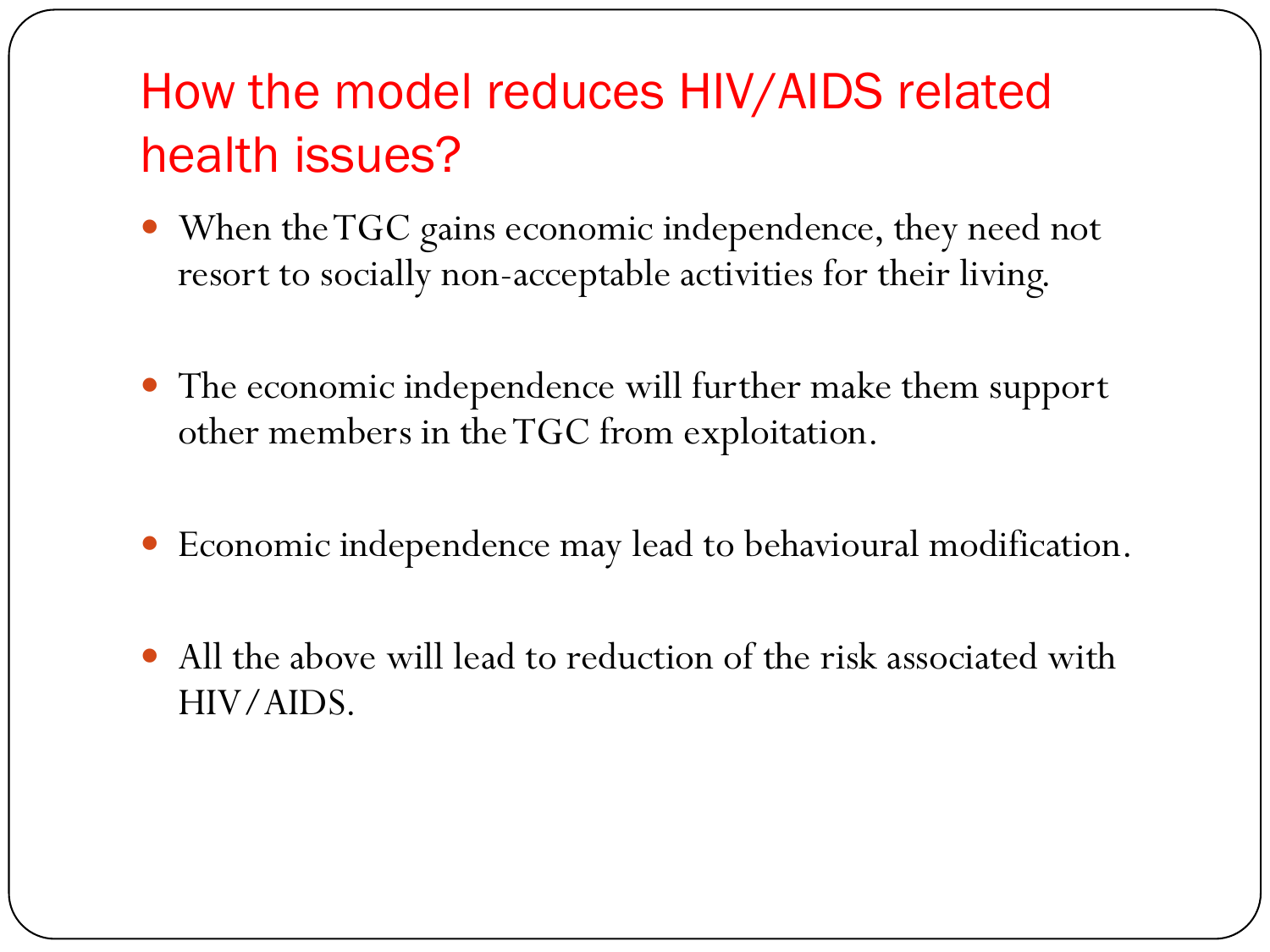## How the model reduces HIV/AIDS related health issues?

- When the TGC gains economic independence, they need not resort to socially non-acceptable activities for their living.
- The economic independence will further make them support other members in the TGC from exploitation.
- Economic independence may lead to behavioural modification.
- All the above will lead to reduction of the risk associated with HIV/AIDS.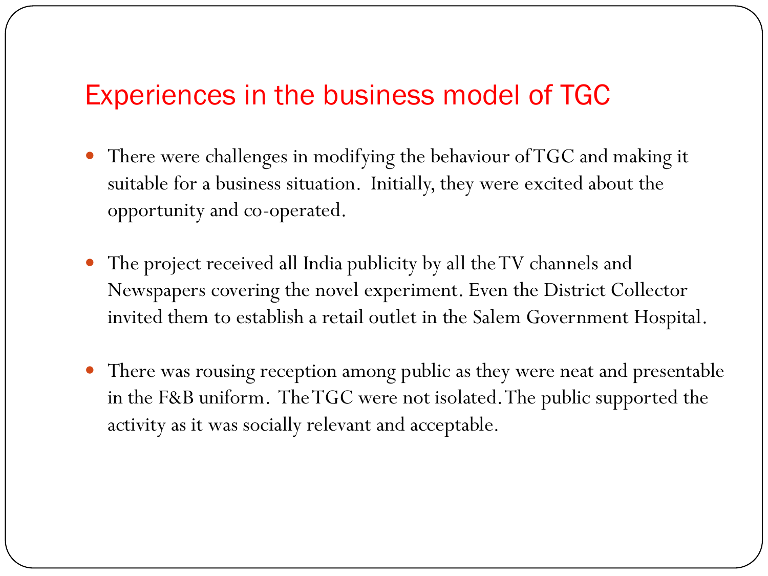## Experiences in the business model of TGC

- There were challenges in modifying the behaviour of TGC and making it suitable for a business situation. Initially, they were excited about the opportunity and co-operated.

- The project received all India publicity by all the TV channels and Newspapers covering the novel experiment. Even the District Collector invited them to establish a retail outlet in the Salem Government Hospital.

- There was rousing reception among public as they were neat and presentable in the F&B uniform. The TGC were not isolated. The public supported the activity as it was socially relevant and acceptable.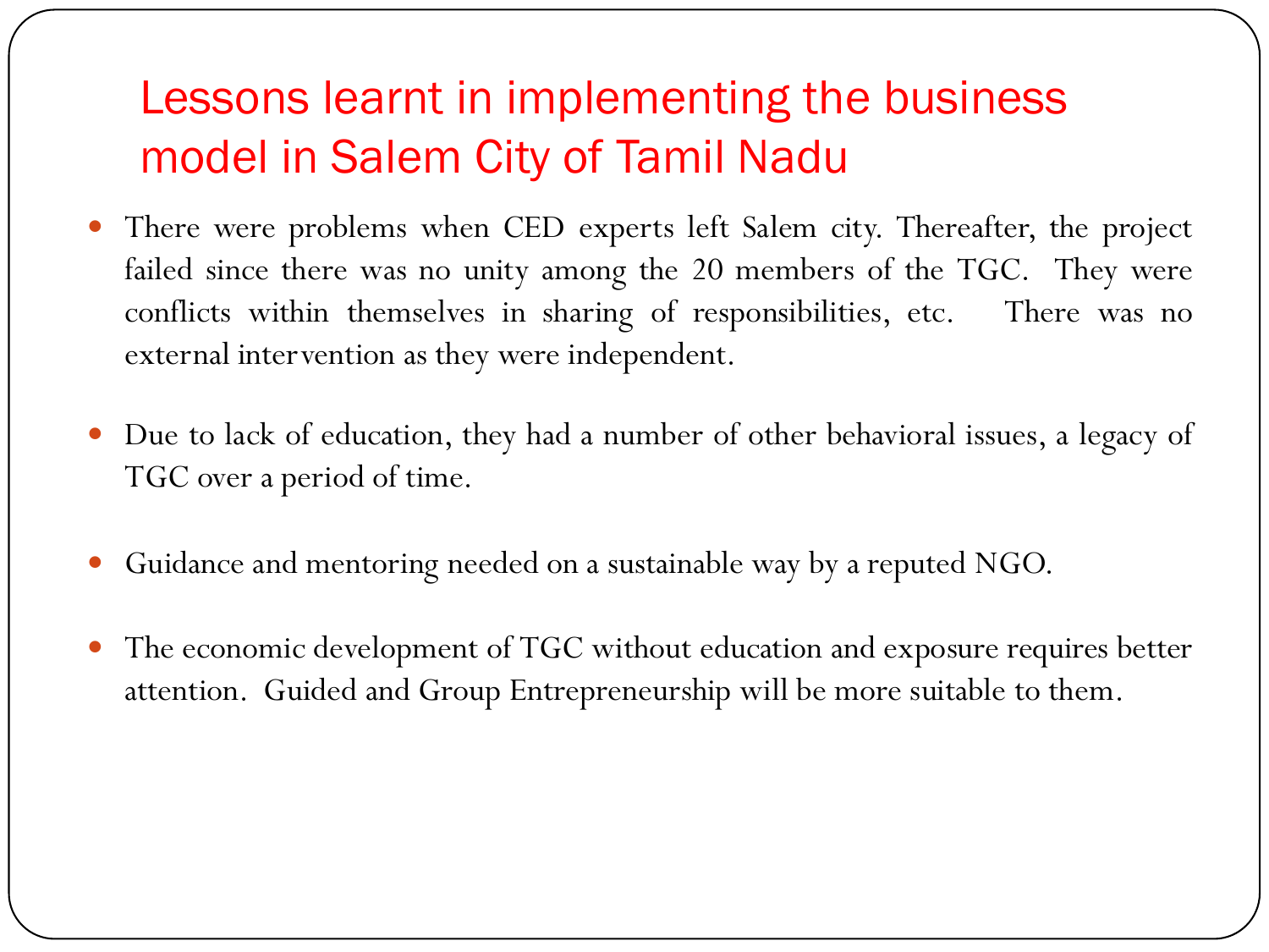# Lessons learnt in implementing the business model in Salem City of Tamil Nadu

- There were problems when CED experts left Salem city. Thereafter, the project failed since there was no unity among the 20 members of the TGC. They were conflicts within themselves in sharing of responsibilities, etc. There was no external intervention as they were independent.

- Due to lack of education, they had a number of other behavioral issues, a legacy of TGC over a period of time.

- Guidance and mentoring needed on a sustainable way by a reputed NGO.

- The economic development of TGC without education and exposure requires better attention. Guided and Group Entrepreneurship will be more suitable to them.